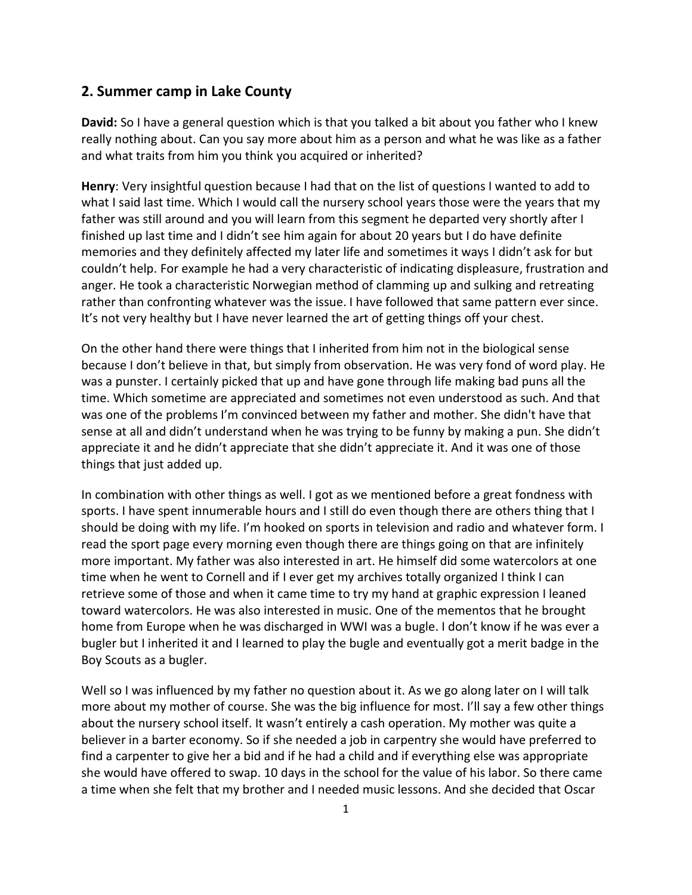## 2. Summer camp in Lake County

**David:** So I have a general question which is that you talked a bit about you father who I knew really nothing about. Can you say more about him as a person and what he was like as a father and what traits from him you think you acquired or inherited?

**Henry**: Very insightful question because I had that on the list of questions I wanted to add to what I said last time. Which I would call the nursery school years those were the years that my father was still around and you will learn from this segment he departed very shortly after I finished up last time and I didn't see him again for about 20 years but I do have definite memories and they definitely affected my later life and sometimes it ways I didn't ask for but couldn't help. For example he had a very characteristic of indicating displeasure, frustration and anger. He took a characteristic Norwegian method of clamming up and sulking and retreating rather than confronting whatever was the issue. I have followed that same pattern ever since. It's not very healthy but I have never learned the art of getting things off your chest.

On the other hand there were things that I inherited from him not in the biological sense because I don't believe in that, but simply from observation. He was very fond of word play. He was a punster. I certainly picked that up and have gone through life making bad puns all the time. Which sometime are appreciated and sometimes not even understood as such. And that was one of the problems I'm convinced between my father and mother. She didn't have that sense at all and didn't understand when he was trying to be funny by making a pun. She didn't appreciate it and he didn't appreciate that she didn't appreciate it. And it was one of those things that just added up.

In combination with other things as well. I got as we mentioned before a great fondness with sports. I have spent innumerable hours and I still do even though there are others thing that I should be doing with my life. I'm hooked on sports in television and radio and whatever form. I read the sport page every morning even though there are things going on that are infinitely more important. My father was also interested in art. He himself did some watercolors at one time when he went to Cornell and if I ever get my archives totally organized I think I can retrieve some of those and when it came time to try my hand at graphic expression I leaned toward watercolors. He was also interested in music. One of the mementos that he brought home from Europe when he was discharged in WWI was a bugle. I don't know if he was ever a bugler but I inherited it and I learned to play the bugle and eventually got a merit badge in the Boy Scouts as a bugler.

Well so I was influenced by my father no question about it. As we go along later on I will talk more about my mother of course. She was the big influence for most. I'll say a few other things about the nursery school itself. It wasn't entirely a cash operation. My mother was quite a believer in a barter economy. So if she needed a job in carpentry she would have preferred to find a carpenter to give her a bid and if he had a child and if everything else was appropriate she would have offered to swap. 10 days in the school for the value of his labor. So there came a time when she felt that my brother and I needed music lessons. And she decided that Oscar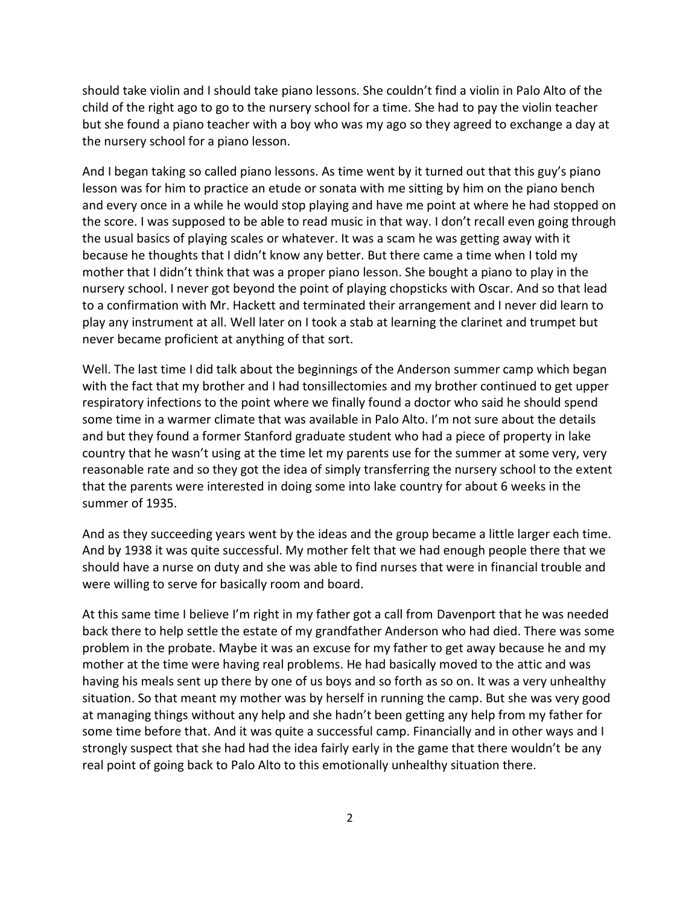should take violin and I should take piano lessons. She couldn't find a violin in Palo Alto of the child of the right ago to go to the nursery school for a time. She had to pay the violin teacher but she found a piano teacher with a boy who was my ago so they agreed to exchange a day at the nursery school for a piano lesson.

And I began taking so called piano lessons. As time went by it turned out that this guy's piano lesson was for him to practice an etude or sonata with me sitting by him on the piano bench and every once in a while he would stop playing and have me point at where he had stopped on the score. I was supposed to be able to read music in that way. I don't recall even going through the usual basics of playing scales or whatever. It was a scam he was getting away with it because he thoughts that I didn't know any better. But there came a time when I told my mother that I didn't think that was a proper piano lesson. She bought a piano to play in the nursery school. I never got beyond the point of playing chopsticks with Oscar. And so that lead to a confirmation with Mr. Hackett and terminated their arrangement and I never did learn to play any instrument at all. Well later on I took a stab at learning the clarinet and trumpet but never became proficient at anything of that sort.

Well. The last time I did talk about the beginnings of the Anderson summer camp which began with the fact that my brother and I had tonsillectomies and my brother continued to get upper respiratory infections to the point where we finally found a doctor who said he should spend some time in a warmer climate that was available in Palo Alto. I'm not sure about the details and but they found a former Stanford graduate student who had a piece of property in lake country that he wasn't using at the time let my parents use for the summer at some very, very reasonable rate and so they got the idea of simply transferring the nursery school to the extent that the parents were interested in doing some into lake country for about 6 weeks in the summer of 1935.

And as they succeeding years went by the ideas and the group became a little larger each time. And by 1938 it was quite successful. My mother felt that we had enough people there that we should have a nurse on duty and she was able to find nurses that were in financial trouble and were willing to serve for basically room and board.

At this same time I believe I'm right in my father got a call from Davenport that he was needed back there to help settle the estate of my grandfather Anderson who had died. There was some problem in the probate. Maybe it was an excuse for my father to get away because he and my mother at the time were having real problems. He had basically moved to the attic and was having his meals sent up there by one of us boys and so forth as so on. It was a very unhealthy situation. So that meant my mother was by herself in running the camp. But she was very good at managing things without any help and she hadn't been getting any help from my father for some time before that. And it was quite a successful camp. Financially and in other ways and I strongly suspect that she had had the idea fairly early in the game that there wouldn't be any real point of going back to Palo Alto to this emotionally unhealthy situation there.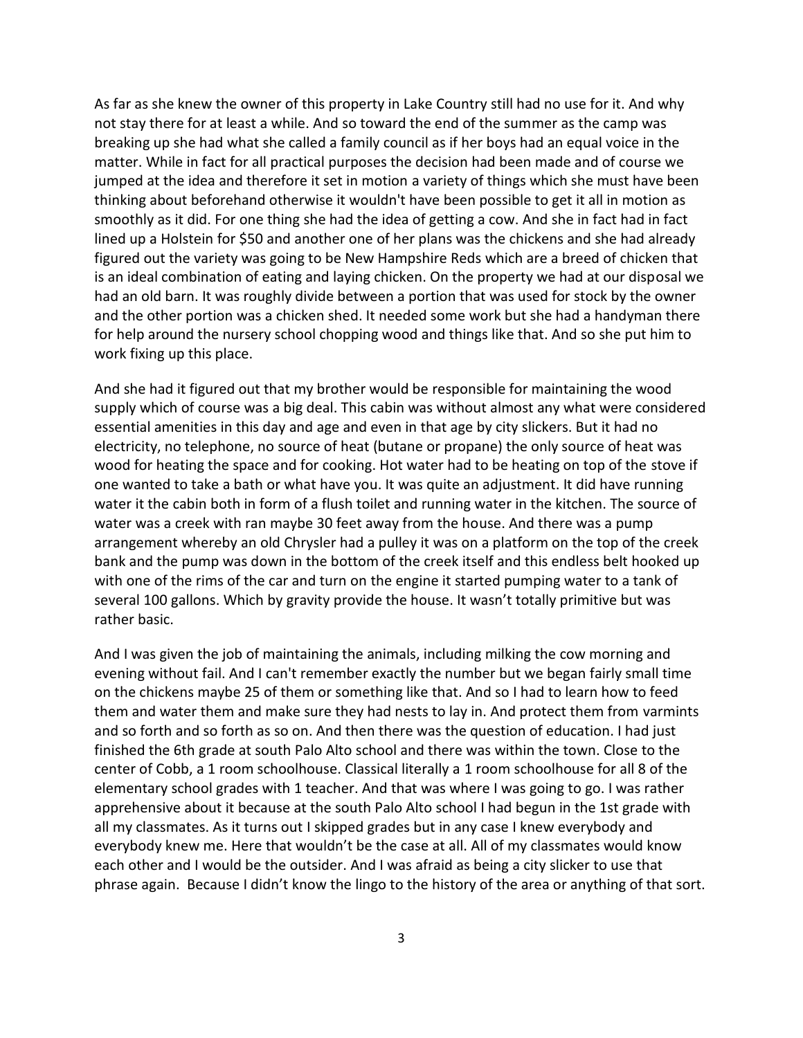As far as she knew the owner of this property in Lake Country still had no use for it. And why not stay there for at least a while. And so toward the end of the summer as the camp was breaking up she had what she called a family council as if her boys had an equal voice in the matter. While in fact for all practical purposes the decision had been made and of course we jumped at the idea and therefore it set in motion a variety of things which she must have been thinking about beforehand otherwise it wouldn't have been possible to get it all in motion as smoothly as it did. For one thing she had the idea of getting a cow. And she in fact had in fact lined up a Holstein for $50 and another one of her plans was the chickens and she had already figured out the variety was going to be New Hampshire Reds which are a breed of chicken that is an ideal combination of eating and laying chicken. On the property we had at our disposal we had an old barn. It was roughly divide between a portion that was used for stock by the owner and the other portion was a chicken shed. It needed some work but she had a handyman there for help around the nursery school chopping wood and things like that. And so she put him to work fixing up this place.

And she had it figured out that my brother would be responsible for maintaining the wood supply which of course was a big deal. This cabin was without almost any what were considered essential amenities in this day and age and even in that age by city slickers. But it had no electricity, no telephone, no source of heat (butane or propane) the only source of heat was wood for heating the space and for cooking. Hot water had to be heating on top of the stove if one wanted to take a bath or what have you. It was quite an adjustment. It did have running water it the cabin both in form of a flush toilet and running water in the kitchen. The source of water was a creek with ran maybe 30 feet away from the house. And there was a pump arrangement whereby an old Chrysler had a pulley it was on a platform on the top of the creek bank and the pump was down in the bottom of the creek itself and this endless belt hooked up with one of the rims of the car and turn on the engine it started pumping water to a tank of several 100 gallons. Which by gravity provide the house. It wasn't totally primitive but was rather basic.

And I was given the job of maintaining the animals, including milking the cow morning and evening without fail. And I can't remember exactly the number but we began fairly small time on the chickens maybe 25 of them or something like that. And so I had to learn how to feed them and water them and make sure they had nests to lay in. And protect them from varmints and so forth and so forth as so on. And then there was the question of education. I had just finished the 6th grade at south Palo Alto school and there was within the town. Close to the center of Cobb, a 1 room schoolhouse. Classical literally a 1 room schoolhouse for all 8 of the elementary school grades with 1 teacher. And that was where I was going to go. I was rather apprehensive about it because at the south Palo Alto school I had begun in the 1st grade with all my classmates. As it turns out I skipped grades but in any case I knew everybody and everybody knew me. Here that wouldn't be the case at all. All of my classmates would know each other and I would be the outsider. And I was afraid as being a city slicker to use that phrase again. Because I didn't know the lingo to the history of the area or anything of that sort.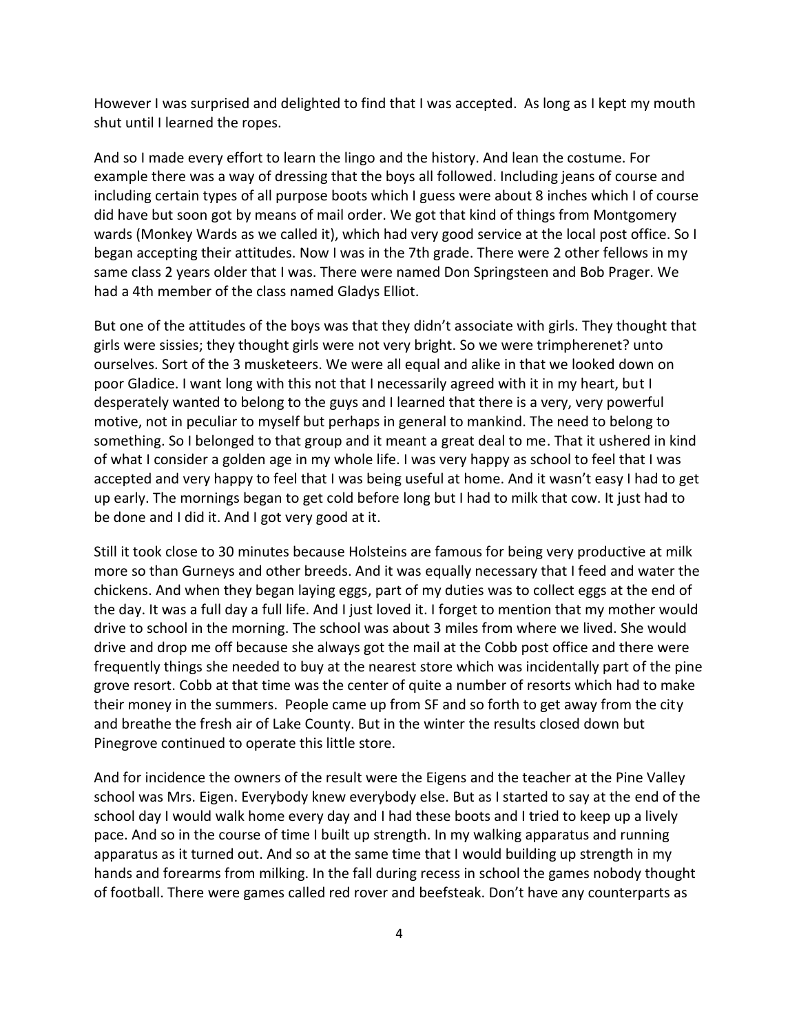However I was surprised and delighted to find that I was accepted. As long as I kept my mouth shut until I learned the ropes.

And so I made every effort to learn the lingo and the history. And lean the costume. For example there was a way of dressing that the boys all followed. Including jeans of course and including certain types of all purpose boots which I guess were about 8 inches which I of course did have but soon got by means of mail order. We got that kind of things from Montgomery wards (Monkey Wards as we called it), which had very good service at the local post office. So I began accepting their attitudes. Now I was in the 7th grade. There were 2 other fellows in my same class 2 years older that I was. There were named Don Springsteen and Bob Prager. We had a 4th member of the class named Gladys Elliot.

But one of the attitudes of the boys was that they didn't associate with girls. They thought that girls were sissies; they thought girls were not very bright. So we were trimpherenet? unto ourselves. Sort of the 3 musketeers. We were all equal and alike in that we looked down on poor Gladice. I want long with this not that I necessarily agreed with it in my heart, but I desperately wanted to belong to the guys and I learned that there is a very, very powerful motive, not in peculiar to myself but perhaps in general to mankind. The need to belong to something. So I belonged to that group and it meant a great deal to me. That it ushered in kind of what I consider a golden age in my whole life. I was very happy as school to feel that I was accepted and very happy to feel that I was being useful at home. And it wasn't easy I had to get up early. The mornings began to get cold before long but I had to milk that cow. It just had to be done and I did it. And I got very good at it.

Still it took close to 30 minutes because Holsteins are famous for being very productive at milk more so than Gurneys and other breeds. And it was equally necessary that I feed and water the chickens. And when they began laying eggs, part of my duties was to collect eggs at the end of the day. It was a full day a full life. And I just loved it. I forget to mention that my mother would drive to school in the morning. The school was about 3 miles from where we lived. She would drive and drop me off because she always got the mail at the Cobb post office and there were frequently things she needed to buy at the nearest store which was incidentally part of the pine grove resort. Cobb at that time was the center of quite a number of resorts which had to make their money in the summers. People came up from SF and so forth to get away from the city and breathe the fresh air of Lake County. But in the winter the results closed down but Pinegrove continued to operate this little store.

And for incidence the owners of the result were the Eigens and the teacher at the Pine Valley school was Mrs. Eigen. Everybody knew everybody else. But as I started to say at the end of the school day I would walk home every day and I had these boots and I tried to keep up a lively pace. And so in the course of time I built up strength. In my walking apparatus and running apparatus as it turned out. And so at the same time that I would building up strength in my hands and forearms from milking. In the fall during recess in school the games nobody thought of football. There were games called red rover and beefsteak. Don't have any counterparts as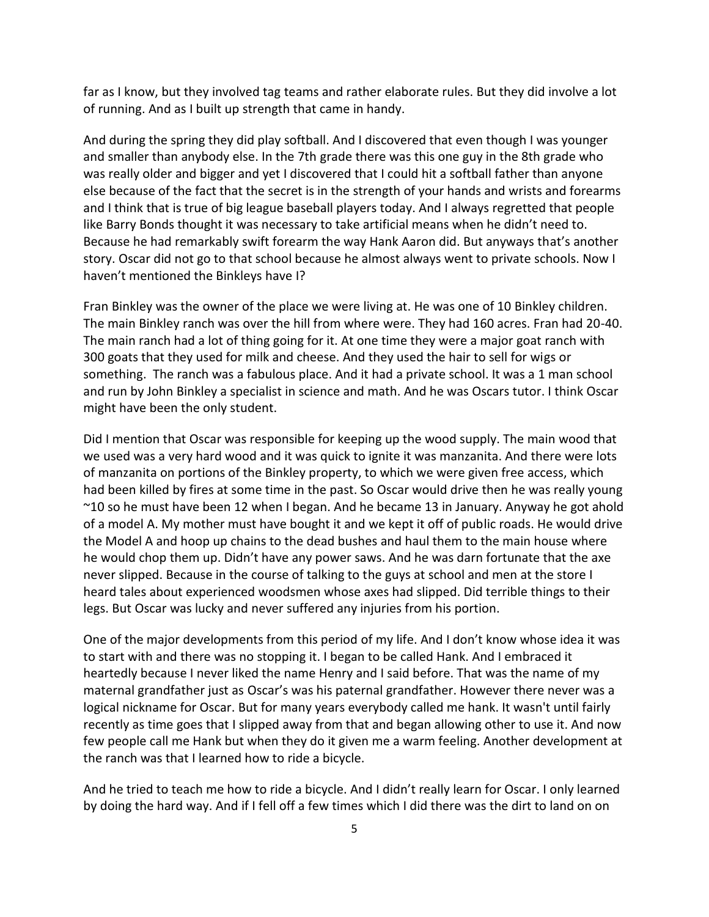far as I know, but they involved tag teams and rather elaborate rules. But they did involve a lot of running. And as I built up strength that came in handy.

And during the spring they did play softball. And I discovered that even though I was younger and smaller than anybody else. In the 7th grade there was this one guy in the 8th grade who was really older and bigger and yet I discovered that I could hit a softball father than anyone else because of the fact that the secret is in the strength of your hands and wrists and forearms and I think that is true of big league baseball players today. And I always regretted that people like Barry Bonds thought it was necessary to take artificial means when he didn't need to. Because he had remarkably swift forearm the way Hank Aaron did. But anyways that's another story. Oscar did not go to that school because he almost always went to private schools. Now I haven't mentioned the Binkleys have I?

Fran Binkley was the owner of the place we were living at. He was one of 10 Binkley children. The main Binkley ranch was over the hill from where were. They had 160 acres. Fran had 20-40. The main ranch had a lot of thing going for it. At one time they were a major goat ranch with 300 goats that they used for milk and cheese. And they used the hair to sell for wigs or something. The ranch was a fabulous place. And it had a private school. It was a 1 man school and run by John Binkley a specialist in science and math. And he was Oscars tutor. I think Oscar might have been the only student.

Did I mention that Oscar was responsible for keeping up the wood supply. The main wood that we used was a very hard wood and it was quick to ignite it was manzanita. And there were lots of manzanita on portions of the Binkley property, to which we were given free access, which had been killed by fires at some time in the past. So Oscar would drive then he was really young ~10 so he must have been 12 when I began. And he became 13 in January. Anyway he got ahold of a model A. My mother must have bought it and we kept it off of public roads. He would drive the Model A and hoop up chains to the dead bushes and haul them to the main house where he would chop them up. Didn't have any power saws. And he was darn fortunate that the axe never slipped. Because in the course of talking to the guys at school and men at the store I heard tales about experienced woodsmen whose axes had slipped. Did terrible things to their legs. But Oscar was lucky and never suffered any injuries from his portion.

One of the major developments from this period of my life. And I don't know whose idea it was to start with and there was no stopping it. I began to be called Hank. And I embraced it heartedly because I never liked the name Henry and I said before. That was the name of my maternal grandfather just as Oscar's was his paternal grandfather. However there never was a logical nickname for Oscar. But for many years everybody called me hank. It wasn't until fairly recently as time goes that I slipped away from that and began allowing other to use it. And now few people call me Hank but when they do it given me a warm feeling. Another development at the ranch was that I learned how to ride a bicycle.

And he tried to teach me how to ride a bicycle. And I didn't really learn for Oscar. I only learned by doing the hard way. And if I fell off a few times which I did there was the dirt to land on on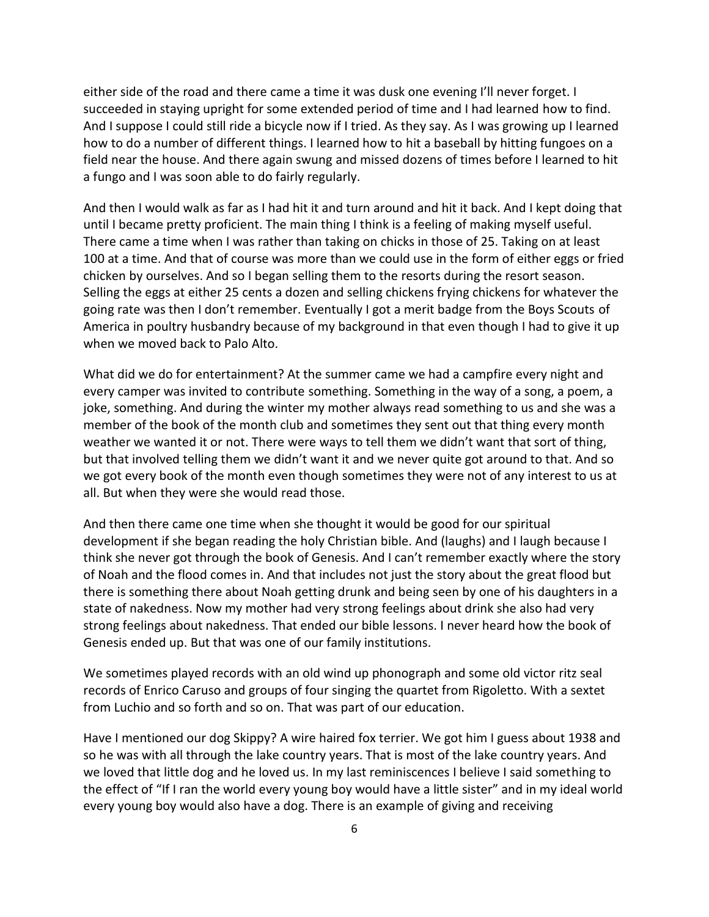either side of the road and there came a time it was dusk one evening I'll never forget. I succeeded in staying upright for some extended period of time and I had learned how to find. And I suppose I could still ride a bicycle now if I tried. As they say. As I was growing up I learned how to do a number of different things. I learned how to hit a baseball by hitting fungoes on a field near the house. And there again swung and missed dozens of times before I learned to hit a fungo and I was soon able to do fairly regularly.

And then I would walk as far as I had hit it and turn around and hit it back. And I kept doing that until I became pretty proficient. The main thing I think is a feeling of making myself useful. There came a time when I was rather than taking on chicks in those of 25. Taking on at least 100 at a time. And that of course was more than we could use in the form of either eggs or fried chicken by ourselves. And so I began selling them to the resorts during the resort season. Selling the eggs at either 25 cents a dozen and selling chickens frying chickens for whatever the going rate was then I don't remember. Eventually I got a merit badge from the Boys Scouts of America in poultry husbandry because of my background in that even though I had to give it up when we moved back to Palo Alto.

What did we do for entertainment? At the summer came we had a campfire every night and every camper was invited to contribute something. Something in the way of a song, a poem, a joke, something. And during the winter my mother always read something to us and she was a member of the book of the month club and sometimes they sent out that thing every month weather we wanted it or not. There were ways to tell them we didn't want that sort of thing, but that involved telling them we didn't want it and we never quite got around to that. And so we got every book of the month even though sometimes they were not of any interest to us at all. But when they were she would read those.

And then there came one time when she thought it would be good for our spiritual development if she began reading the holy Christian bible. And (laughs) and I laugh because I think she never got through the book of Genesis. And I can't remember exactly where the story of Noah and the flood comes in. And that includes not just the story about the great flood but there is something there about Noah getting drunk and being seen by one of his daughters in a state of nakedness. Now my mother had very strong feelings about drink she also had very strong feelings about nakedness. That ended our bible lessons. I never heard how the book of Genesis ended up. But that was one of our family institutions.

We sometimes played records with an old wind up phonograph and some old victor ritz seal records of Enrico Caruso and groups of four singing the quartet from Rigoletto. With a sextet from Luchio and so forth and so on. That was part of our education.

Have I mentioned our dog Skippy? A wire haired fox terrier. We got him I guess about 1938 and so he was with all through the lake country years. That is most of the lake country years. And we loved that little dog and he loved us. In my last reminiscences I believe I said something to the effect of "If I ran the world every young boy would have a little sister" and in my ideal world every young boy would also have a dog. There is an example of giving and receiving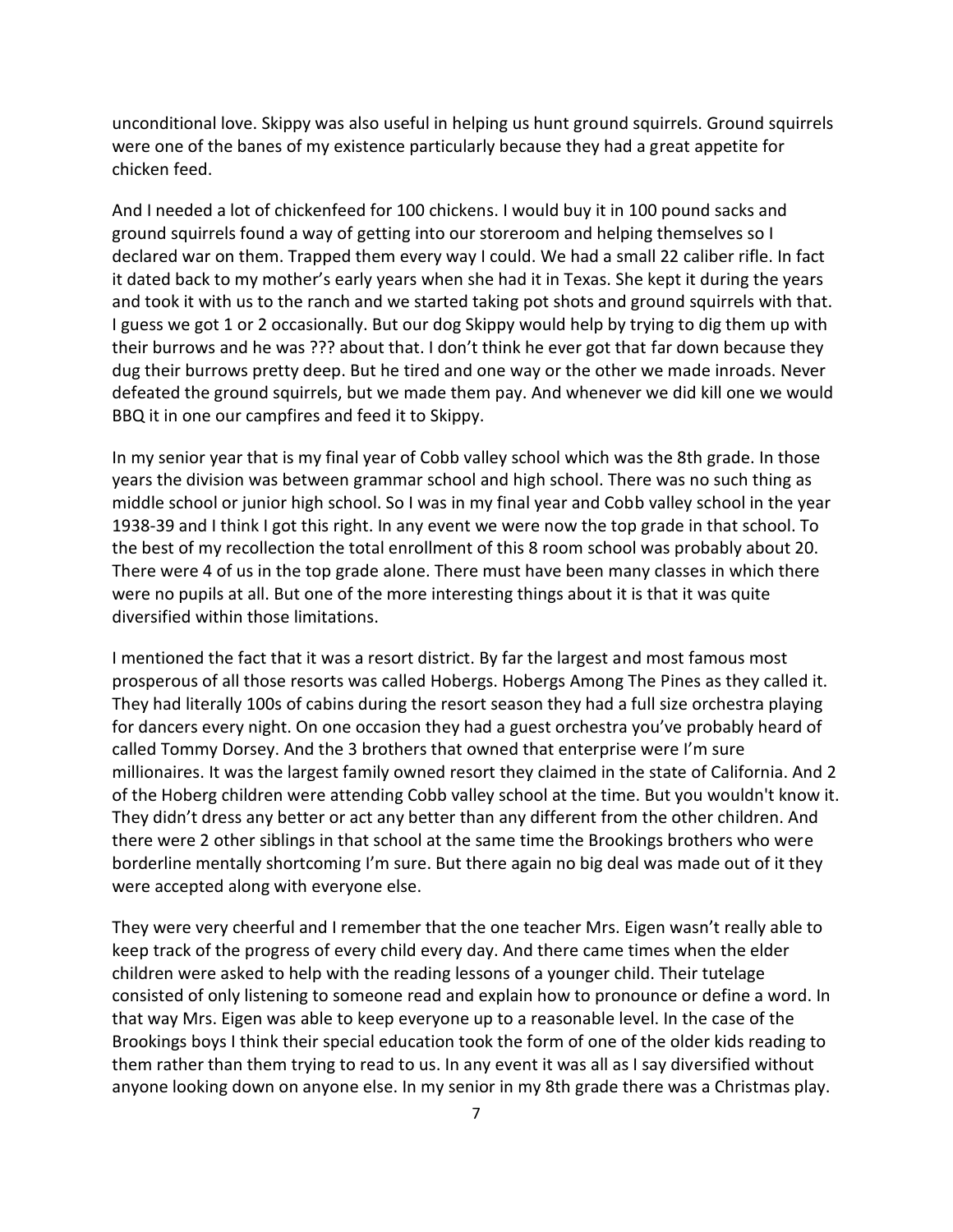unconditional love. Skippy was also useful in helping us hunt ground squirrels. Ground squirrels were one of the banes of my existence particularly because they had a great appetite for chicken feed.

And I needed a lot of chickenfeed for 100 chickens. I would buy it in 100 pound sacks and ground squirrels found a way of getting into our storeroom and helping themselves so I declared war on them. Trapped them every way I could. We had a small 22 caliber rifle. In fact it dated back to my mother's early years when she had it in Texas. She kept it during the years and took it with us to the ranch and we started taking pot shots and ground squirrels with that. I guess we got 1 or 2 occasionally. But our dog Skippy would help by trying to dig them up with their burrows and he was ??? about that. I don't think he ever got that far down because they dug their burrows pretty deep. But he tired and one way or the other we made inroads. Never defeated the ground squirrels, but we made them pay. And whenever we did kill one we would BBQ it in one our campfires and feed it to Skippy.

In my senior year that is my final year of Cobb valley school which was the 8th grade. In those years the division was between grammar school and high school. There was no such thing as middle school or junior high school. So I was in my final year and Cobb valley school in the year 1938-39 and I think I got this right. In any event we were now the top grade in that school. To the best of my recollection the total enrollment of this 8 room school was probably about 20. There were 4 of us in the top grade alone. There must have been many classes in which there were no pupils at all. But one of the more interesting things about it is that it was quite diversified within those limitations.

I mentioned the fact that it was a resort district. By far the largest and most famous most prosperous of all those resorts was called Hobergs. Hobergs Among The Pines as they called it. They had literally 100s of cabins during the resort season they had a full size orchestra playing for dancers every night. On one occasion they had a guest orchestra you've probably heard of called Tommy Dorsey. And the 3 brothers that owned that enterprise were I'm sure millionaires. It was the largest family owned resort they claimed in the state of California. And 2 of the Hoberg children were attending Cobb valley school at the time. But you wouldn't know it. They didn't dress any better or act any better than any different from the other children. And there were 2 other siblings in that school at the same time the Brookings brothers who were borderline mentally shortcoming I'm sure. But there again no big deal was made out of it they were accepted along with everyone else.

They were very cheerful and I remember that the one teacher Mrs. Eigen wasn't really able to keep track of the progress of every child every day. And there came times when the elder children were asked to help with the reading lessons of a younger child. Their tutelage consisted of only listening to someone read and explain how to pronounce or define a word. In that way Mrs. Eigen was able to keep everyone up to a reasonable level. In the case of the Brookings boys I think their special education took the form of one of the older kids reading to them rather than them trying to read to us. In any event it was all as I say diversified without anyone looking down on anyone else. In my senior in my 8th grade there was a Christmas play.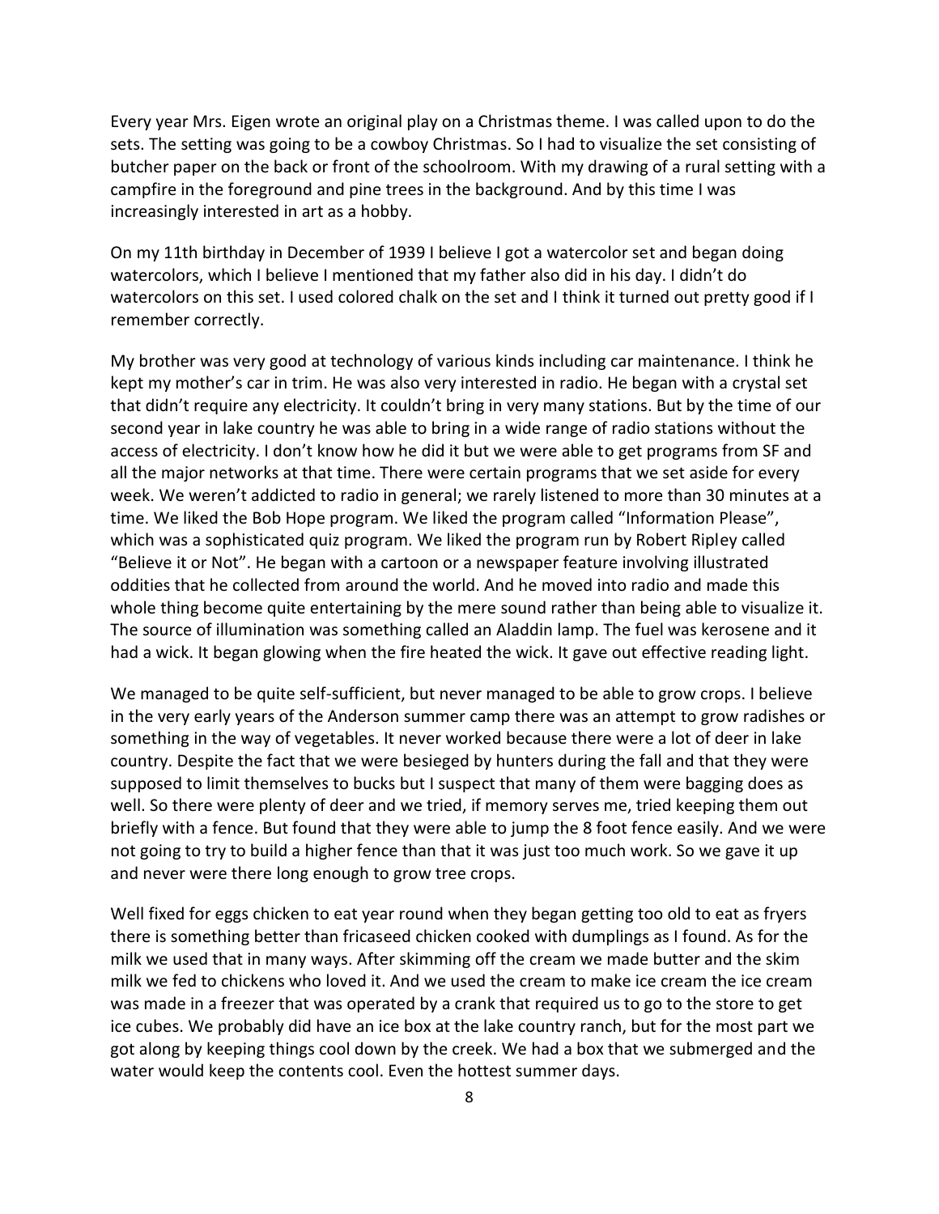Every year Mrs. Eigen wrote an original play on a Christmas theme. I was called upon to do the sets. The setting was going to be a cowboy Christmas. So I had to visualize the set consisting of butcher paper on the back or front of the schoolroom. With my drawing of a rural setting with a campfire in the foreground and pine trees in the background. And by this time I was increasingly interested in art as a hobby.

On my 11th birthday in December of 1939 I believe I got a watercolor set and began doing watercolors, which I believe I mentioned that my father also did in his day. I didn't do watercolors on this set. I used colored chalk on the set and I think it turned out pretty good if I remember correctly.

My brother was very good at technology of various kinds including car maintenance. I think he kept my mother's car in trim. He was also very interested in radio. He began with a crystal set that didn't require any electricity. It couldn't bring in very many stations. But by the time of our second year in lake country he was able to bring in a wide range of radio stations without the access of electricity. I don't know how he did it but we were able to get programs from SF and all the major networks at that time. There were certain programs that we set aside for every week. We weren't addicted to radio in general; we rarely listened to more than 30 minutes at a time. We liked the Bob Hope program. We liked the program called "Information Please", which was a sophisticated quiz program. We liked the program run by Robert Ripley called "Believe it or Not". He began with a cartoon or a newspaper feature involving illustrated oddities that he collected from around the world. And he moved into radio and made this whole thing become quite entertaining by the mere sound rather than being able to visualize it. The source of illumination was something called an Aladdin lamp. The fuel was kerosene and it had a wick. It began glowing when the fire heated the wick. It gave out effective reading light.

We managed to be quite self-sufficient, but never managed to be able to grow crops. I believe in the very early years of the Anderson summer camp there was an attempt to grow radishes or something in the way of vegetables. It never worked because there were a lot of deer in lake country. Despite the fact that we were besieged by hunters during the fall and that they were supposed to limit themselves to bucks but I suspect that many of them were bagging does as well. So there were plenty of deer and we tried, if memory serves me, tried keeping them out briefly with a fence. But found that they were able to jump the 8 foot fence easily. And we were not going to try to build a higher fence than that it was just too much work. So we gave it up and never were there long enough to grow tree crops.

Well fixed for eggs chicken to eat year round when they began getting too old to eat as fryers there is something better than fricaseed chicken cooked with dumplings as I found. As for the milk we used that in many ways. After skimming off the cream we made butter and the skim milk we fed to chickens who loved it. And we used the cream to make ice cream the ice cream was made in a freezer that was operated by a crank that required us to go to the store to get ice cubes. We probably did have an ice box at the lake country ranch, but for the most part we got along by keeping things cool down by the creek. We had a box that we submerged and the water would keep the contents cool. Even the hottest summer days.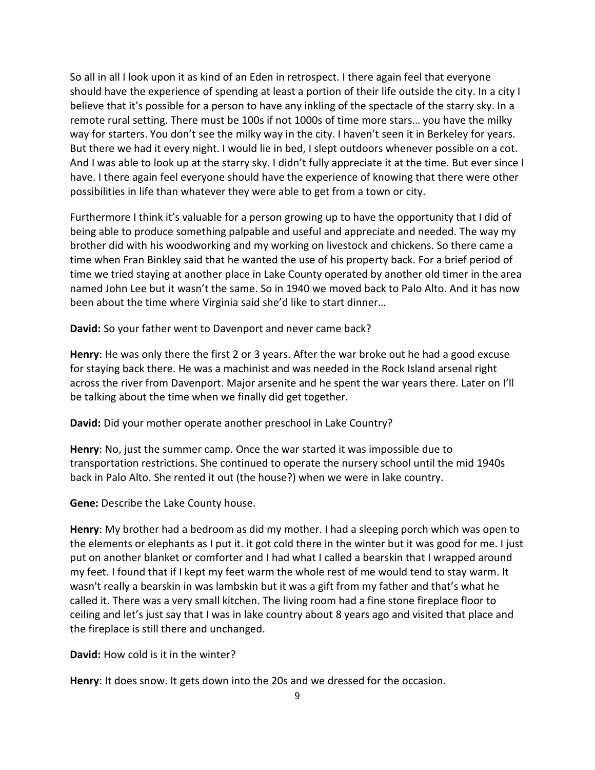So all in all I look upon it as kind of an Eden in retrospect. I there again feel that everyone should have the experience of spending at least a portion of their life outside the city. In a city I believe that it's possible for a person to have any inkling of the spectacle of the starry sky. In a remote rural setting. There must be 100s if not 1000s of time more stars… you have the milky way for starters. You don't see the milky way in the city. I haven't seen it in Berkeley for years. But there we had it every night. I would lie in bed, I slept outdoors whenever possible on a cot. And I was able to look up at the starry sky. I didn't fully appreciate it at the time. But ever since I have. I there again feel everyone should have the experience of knowing that there were other possibilities in life than whatever they were able to get from a town or city.

Furthermore I think it's valuable for a person growing up to have the opportunity that I did of being able to produce something palpable and useful and appreciate and needed. The way my brother did with his woodworking and my working on livestock and chickens. So there came a time when Fran Binkley said that he wanted the use of his property back. For a brief period of time we tried staying at another place in Lake County operated by another old timer in the area named John Lee but it wasn't the same. So in 1940 we moved back to Palo Alto. And it has now been about the time where Virginia said she'd like to start dinner…

**David:** So your father went to Davenport and never came back?

**Henry**: He was only there the first 2 or 3 years. After the war broke out he had a good excuse for staying back there. He was a machinist and was needed in the Rock Island arsenal right across the river from Davenport. Major arsenite and he spent the war years there. Later on I'll be talking about the time when we finally did get together.

**David:** Did your mother operate another preschool in Lake Country?

**Henry**: No, just the summer camp. Once the war started it was impossible due to transportation restrictions. She continued to operate the nursery school until the mid 1940s back in Palo Alto. She rented it out (the house?) when we were in lake country.

**Gene:** Describe the Lake County house.

**Henry**: My brother had a bedroom as did my mother. I had a sleeping porch which was open to the elements or elephants as I put it. it got cold there in the winter but it was good for me. I just put on another blanket or comforter and I had what I called a bearskin that I wrapped around my feet. I found that if I kept my feet warm the whole rest of me would tend to stay warm. It wasn't really a bearskin in was lambskin but it was a gift from my father and that's what he called it. There was a very small kitchen. The living room had a fine stone fireplace floor to ceiling and let's just say that I was in lake country about 8 years ago and visited that place and the fireplace is still there and unchanged.

**David:** How cold is it in the winter?

**Henry**: It does snow. It gets down into the 20s and we dressed for the occasion.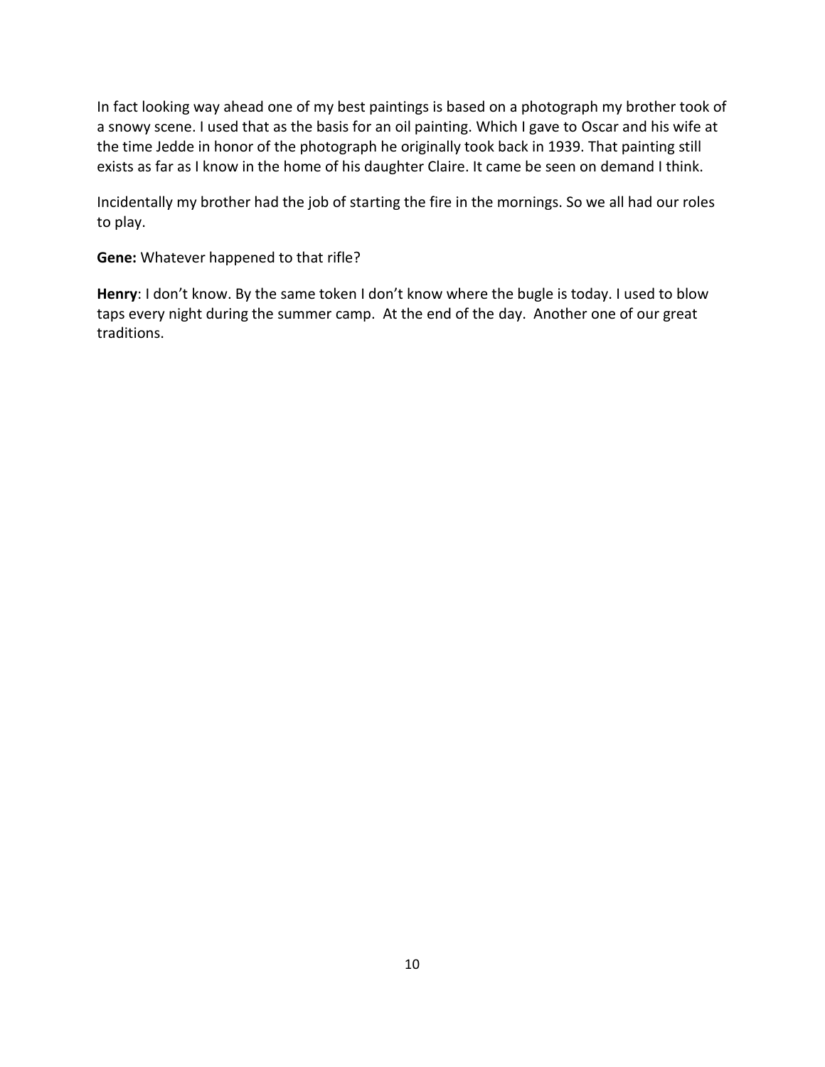In fact looking way ahead one of my best paintings is based on a photograph my brother took of a snowy scene. I used that as the basis for an oil painting. Which I gave to Oscar and his wife at the time Jedde in honor of the photograph he originally took back in 1939. That painting still exists as far as I know in the home of his daughter Claire. It came be seen on demand I think.

Incidentally my brother had the job of starting the fire in the mornings. So we all had our roles to play.

**Gene:** Whatever happened to that rifle?

**Henry**: I don't know. By the same token I don't know where the bugle is today. I used to blow taps every night during the summer camp. At the end of the day. Another one of our great traditions.